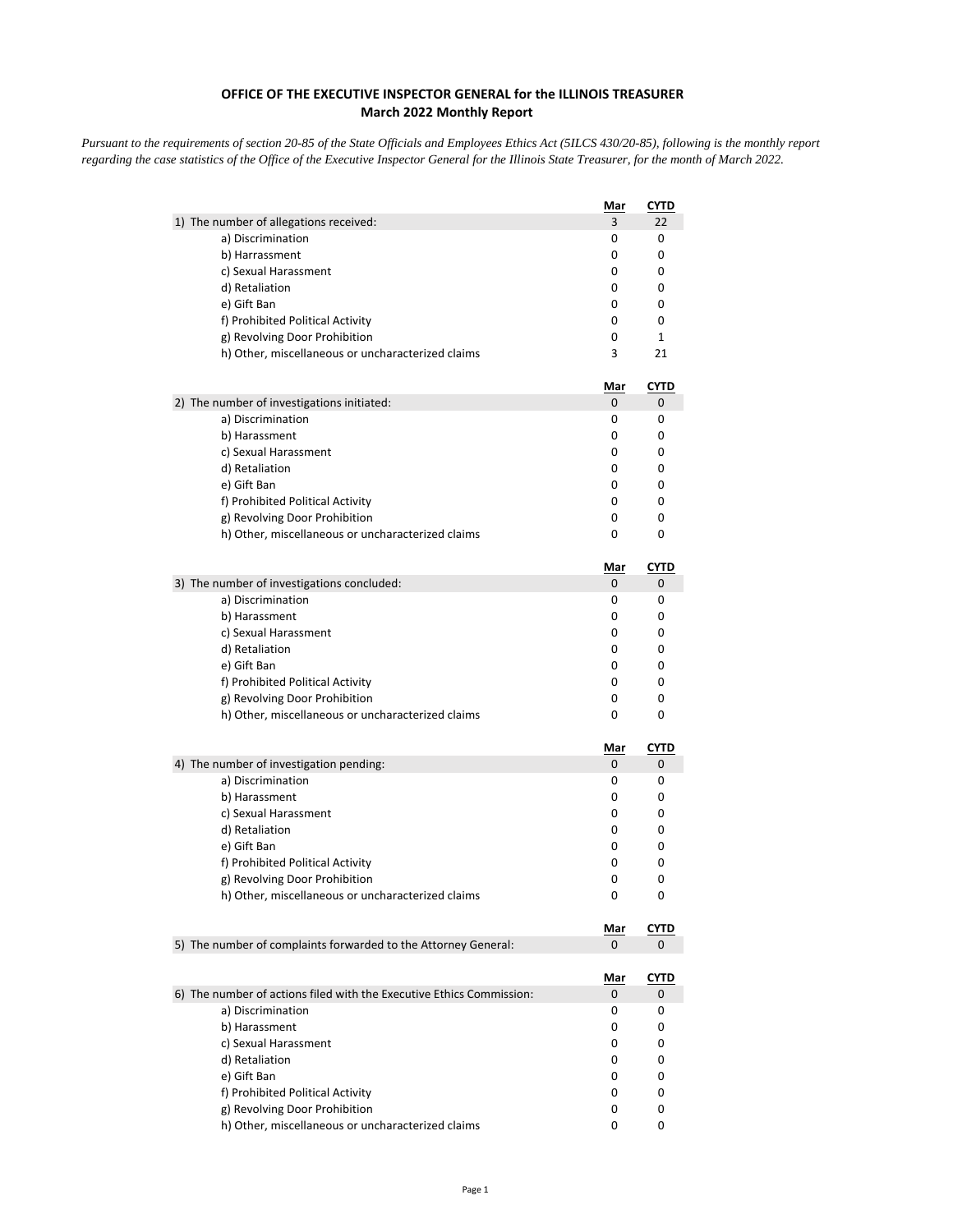# OFFICE OF THE EXECUTIVE INSPECTOR GENERAL for the ILLINOIS TREASURER
## March 2022 Monthly Report

*Pursuant to the requirements of section 20-85 of the State Officials and Employees Ethics Act (5ILCS 430/20-85), following is the monthly report regarding the case statistics of the Office of the Executive Inspector General for the Illinois State Treasurer, for the month of March 2022.*

| | Mar | CYTD |
|---|---|---|
| 1) The number of allegations received: | 3 | 22 |
| a) Discrimination | 0 | 0 |
| b) Harrassment | 0 | 0 |
| c) Sexual Harassment | 0 | 0 |
| d) Retaliation | 0 | 0 |
| e) Gift Ban | 0 | 0 |
| f) Prohibited Political Activity | 0 | 0 |
| g) Revolving Door Prohibition | 0 | 1 |
| h) Other, miscellaneous or uncharacterized claims | 3 | 21 |

| | Mar | CYTD |
|---|---|---|
| 2) The number of investigations initiated: | 0 | 0 |
| a) Discrimination | 0 | 0 |
| b) Harassment | 0 | 0 |
| c) Sexual Harassment | 0 | 0 |
| d) Retaliation | 0 | 0 |
| e) Gift Ban | 0 | 0 |
| f) Prohibited Political Activity | 0 | 0 |
| g) Revolving Door Prohibition | 0 | 0 |
| h) Other, miscellaneous or uncharacterized claims | 0 | 0 |

| | Mar | CYTD |
|---|---|---|
| 3) The number of investigations concluded: | 0 | 0 |
| a) Discrimination | 0 | 0 |
| b) Harassment | 0 | 0 |
| c) Sexual Harassment | 0 | 0 |
| d) Retaliation | 0 | 0 |
| e) Gift Ban | 0 | 0 |
| f) Prohibited Political Activity | 0 | 0 |
| g) Revolving Door Prohibition | 0 | 0 |
| h) Other, miscellaneous or uncharacterized claims | 0 | 0 |

| | Mar | CYTD |
|---|---|---|
| 4) The number of investigation pending: | 0 | 0 |
| a) Discrimination | 0 | 0 |
| b) Harassment | 0 | 0 |
| c) Sexual Harassment | 0 | 0 |
| d) Retaliation | 0 | 0 |
| e) Gift Ban | 0 | 0 |
| f) Prohibited Political Activity | 0 | 0 |
| g) Revolving Door Prohibition | 0 | 0 |
| h) Other, miscellaneous or uncharacterized claims | 0 | 0 |

| | Mar | CYTD |
|---|---|---|
| 5) The number of complaints forwarded to the Attorney General: | 0 | 0 |

| | Mar | CYTD |
|---|---|---|
| 6) The number of actions filed with the Executive Ethics Commission: | 0 | 0 |
| a) Discrimination | 0 | 0 |
| b) Harassment | 0 | 0 |
| c) Sexual Harassment | 0 | 0 |
| d) Retaliation | 0 | 0 |
| e) Gift Ban | 0 | 0 |
| f) Prohibited Political Activity | 0 | 0 |
| g) Revolving Door Prohibition | 0 | 0 |
| h) Other, miscellaneous or uncharacterized claims | 0 | 0 |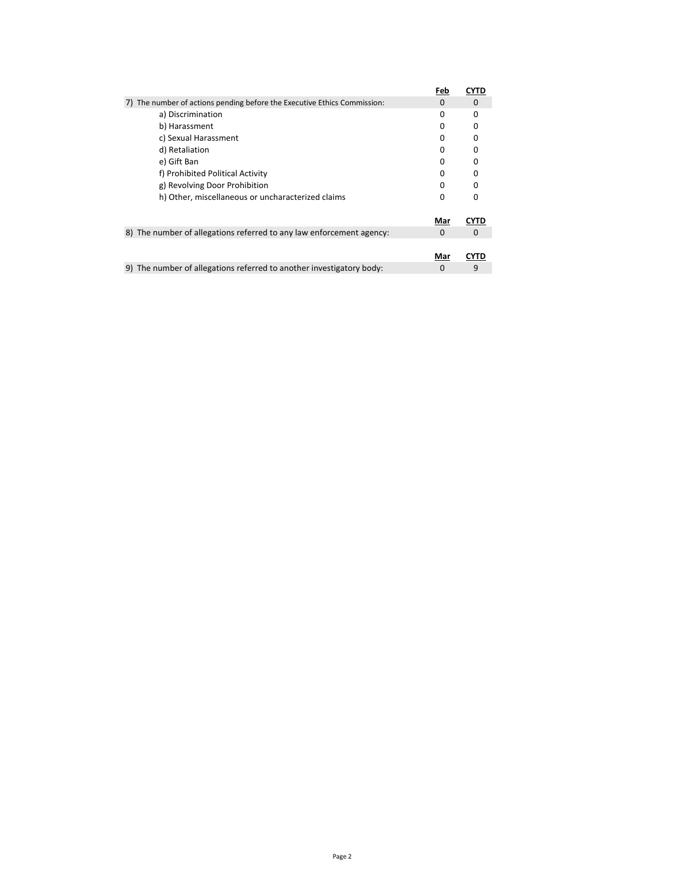| | Feb | CYTD |
|---|---|---|
| 7) The number of actions pending before the Executive Ethics Commission: | 0 | 0 |
| a) Discrimination | 0 | 0 |
| b) Harassment | 0 | 0 |
| c) Sexual Harassment | 0 | 0 |
| d) Retaliation | 0 | 0 |
| e) Gift Ban | 0 | 0 |
| f) Prohibited Political Activity | 0 | 0 |
| g) Revolving Door Prohibition | 0 | 0 |
| h) Other, miscellaneous or uncharacterized claims | 0 | 0 |

| | Mar | CYTD |
|---|---|---|
| 8) The number of allegations referred to any law enforcement agency: | 0 | 0 |

| | Mar | CYTD |
|---|---|---|
| 9) The number of allegations referred to another investigatory body: | 0 | 9 |